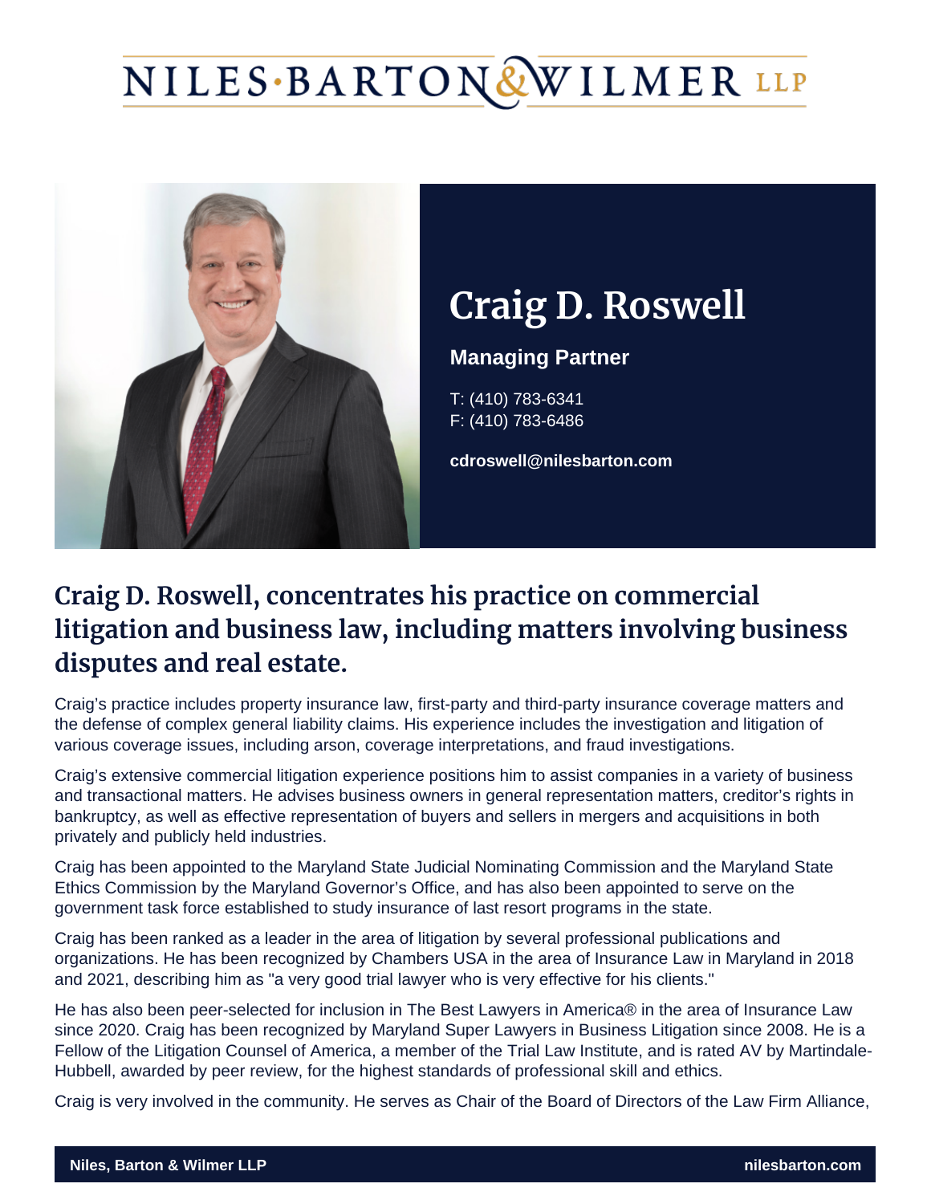# Craig D. Roswell

**Managing Partner**

T: (410) 783-6341
F: (410) 783-6486

**cdroswell@nilesbarton.com**

## Craig D. Roswell, concentrates his practice on commercial litigation and business law, including matters involving business disputes and real estate.

Craig's practice includes property insurance law, first-party and third-party insurance coverage matters and the defense of complex general liability claims. His experience includes the investigation and litigation of various coverage issues, including arson, coverage interpretations, and fraud investigations.

Craig's extensive commercial litigation experience positions him to assist companies in a variety of business and transactional matters. He advises business owners in general representation matters, creditor's rights in bankruptcy, as well as effective representation of buyers and sellers in mergers and acquisitions in both privately and publicly held industries.

Craig has been appointed to the Maryland State Judicial Nominating Commission and the Maryland State Ethics Commission by the Maryland Governor's Office, and has also been appointed to serve on the government task force established to study insurance of last resort programs in the state.

Craig has been ranked as a leader in the area of litigation by several professional publications and organizations. He has been recognized by Chambers USA in the area of Insurance Law in Maryland in 2018 and 2021, describing him as "a very good trial lawyer who is very effective for his clients."

He has also been peer-selected for inclusion in The Best Lawyers in America® in the area of Insurance Law since 2020. Craig has been recognized by Maryland Super Lawyers in Business Litigation since 2008. He is a Fellow of the Litigation Counsel of America, a member of the Trial Law Institute, and is rated AV by Martindale-Hubbell, awarded by peer review, for the highest standards of professional skill and ethics.

Craig is very involved in the community. He serves as Chair of the Board of Directors of the Law Firm Alliance,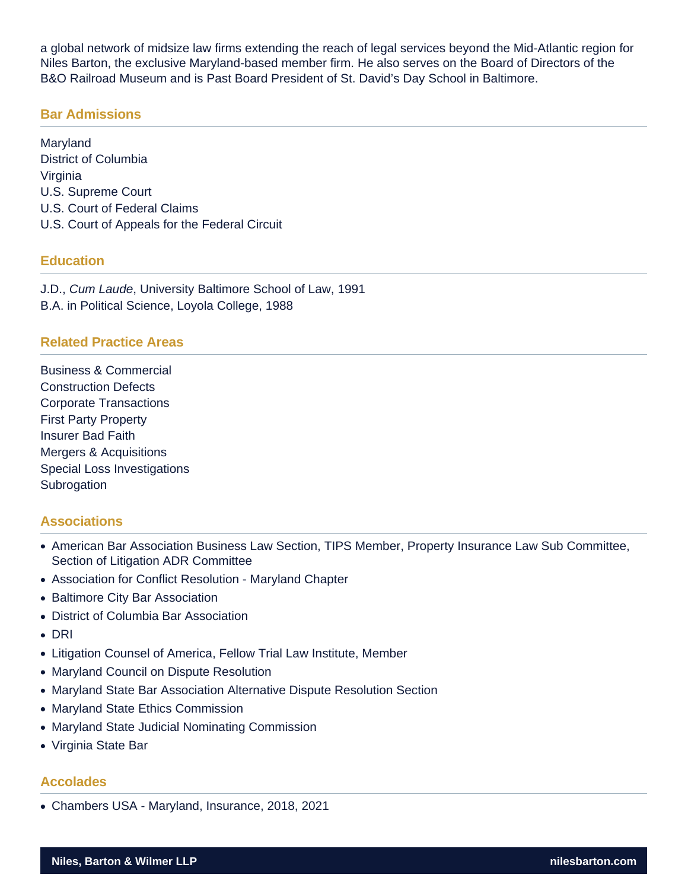a global network of midsize law firms extending the reach of legal services beyond the Mid-Atlantic region for Niles Barton, the exclusive Maryland-based member firm. He also serves on the Board of Directors of the B&O Railroad Museum and is Past Board President of St. David's Day School in Baltimore.

## Bar Admissions

Maryland
District of Columbia
Virginia
U.S. Supreme Court
U.S. Court of Federal Claims
U.S. Court of Appeals for the Federal Circuit

## Education

J.D., *Cum Laude*, University Baltimore School of Law, 1991
B.A. in Political Science, Loyola College, 1988

## Related Practice Areas

Business & Commercial
Construction Defects
Corporate Transactions
First Party Property
Insurer Bad Faith
Mergers & Acquisitions
Special Loss Investigations
Subrogation

## Associations

- American Bar Association Business Law Section, TIPS Member, Property Insurance Law Sub Committee, Section of Litigation ADR Committee
- Association for Conflict Resolution - Maryland Chapter
- Baltimore City Bar Association
- District of Columbia Bar Association
- DRI
- Litigation Counsel of America, Fellow Trial Law Institute, Member
- Maryland Council on Dispute Resolution
- Maryland State Bar Association Alternative Dispute Resolution Section
- Maryland State Ethics Commission
- Maryland State Judicial Nominating Commission
- Virginia State Bar

## Accolades

- Chambers USA - Maryland, Insurance, 2018, 2021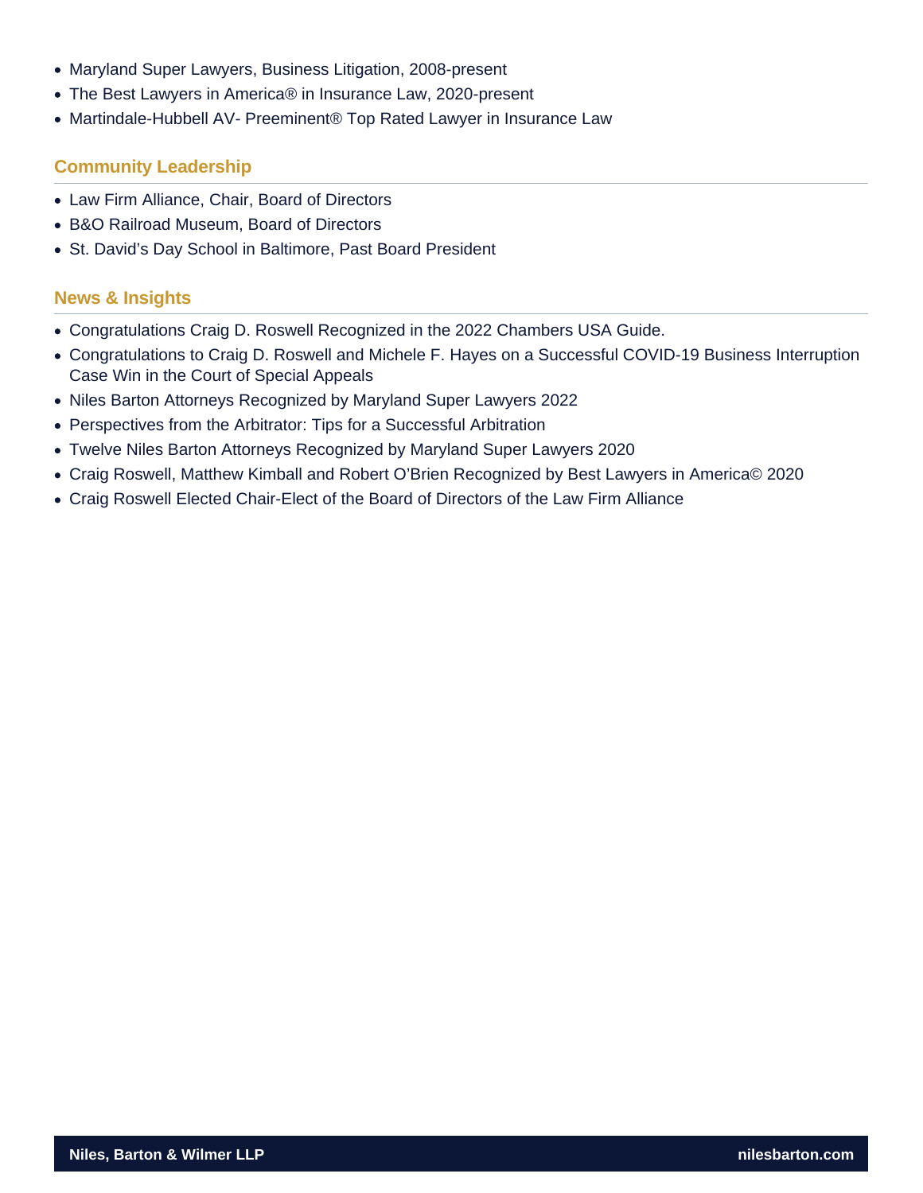- Maryland Super Lawyers, Business Litigation, 2008-present
- The Best Lawyers in America® in Insurance Law, 2020-present
- Martindale-Hubbell AV- Preeminent® Top Rated Lawyer in Insurance Law

## Community Leadership

- Law Firm Alliance, Chair, Board of Directors
- B&O Railroad Museum, Board of Directors
- St. David's Day School in Baltimore, Past Board President

## News & Insights

- Congratulations Craig D. Roswell Recognized in the 2022 Chambers USA Guide.
- Congratulations to Craig D. Roswell and Michele F. Hayes on a Successful COVID-19 Business Interruption Case Win in the Court of Special Appeals
- Niles Barton Attorneys Recognized by Maryland Super Lawyers 2022
- Perspectives from the Arbitrator: Tips for a Successful Arbitration
- Twelve Niles Barton Attorneys Recognized by Maryland Super Lawyers 2020
- Craig Roswell, Matthew Kimball and Robert O'Brien Recognized by Best Lawyers in America© 2020
- Craig Roswell Elected Chair-Elect of the Board of Directors of the Law Firm Alliance